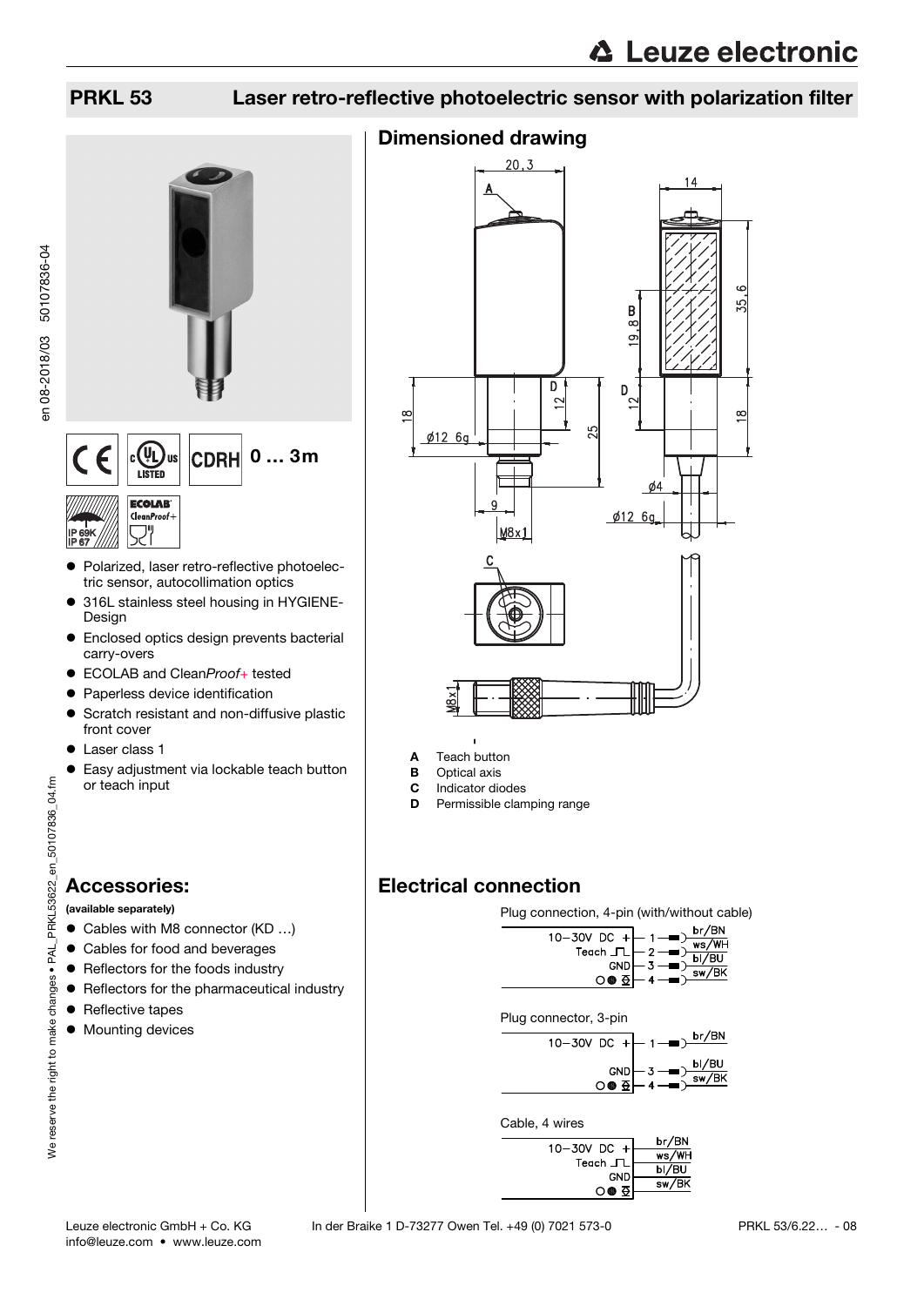## PRKL 53 Laser retro-reflective photoelectric sensor with polarization filter

**0 … 3m**

- Polarized, laser retro-reflective photoelectric sensor, autocollimation optics
- 316L stainless steel housing in HYGIENE-Design
- Enclosed optics design prevents bacterial carry-overs
- ECOLAB and Clean*Proof+* tested
- Paperless device identification
- Scratch resistant and non-diffusive plastic front cover
- Laser class 1
- Easy adjustment via lockable teach button or teach input

## Accessories:

**(available separately)**

- Cables with M8 connector (KD …)
- Cables for food and beverages
- Reflectors for the foods industry
- Reflectors for the pharmaceutical industry
- Reflective tapes
- Mounting devices

## Dimensioned drawing

- **A** Teach button
- **B** Optical axis
- **C** Indicator diodes
- **D** Permissible clamping range

## Electrical connection

Plug connection, 4-pin (with/without cable)

| Function | Pin | Wire |
|---|---|---|
| 10–30V DC + | 1 | br/BN |
| Teach | 2 | ws/WH |
| GND | 3 | bl/BU |
| Output | 4 | sw/BK |

Plug connector, 3-pin

| Function | Pin | Wire |
|---|---|---|
| 10–30V DC + | 1 | br/BN |
| GND | 3 | bl/BU |
| Output | 4 | sw/BK |

Cable, 4 wires

| Function | Wire |
|---|---|
| 10–30V DC + | br/BN |
| Teach | ws/WH |
| GND | bl/BU |
| Output | sw/BK |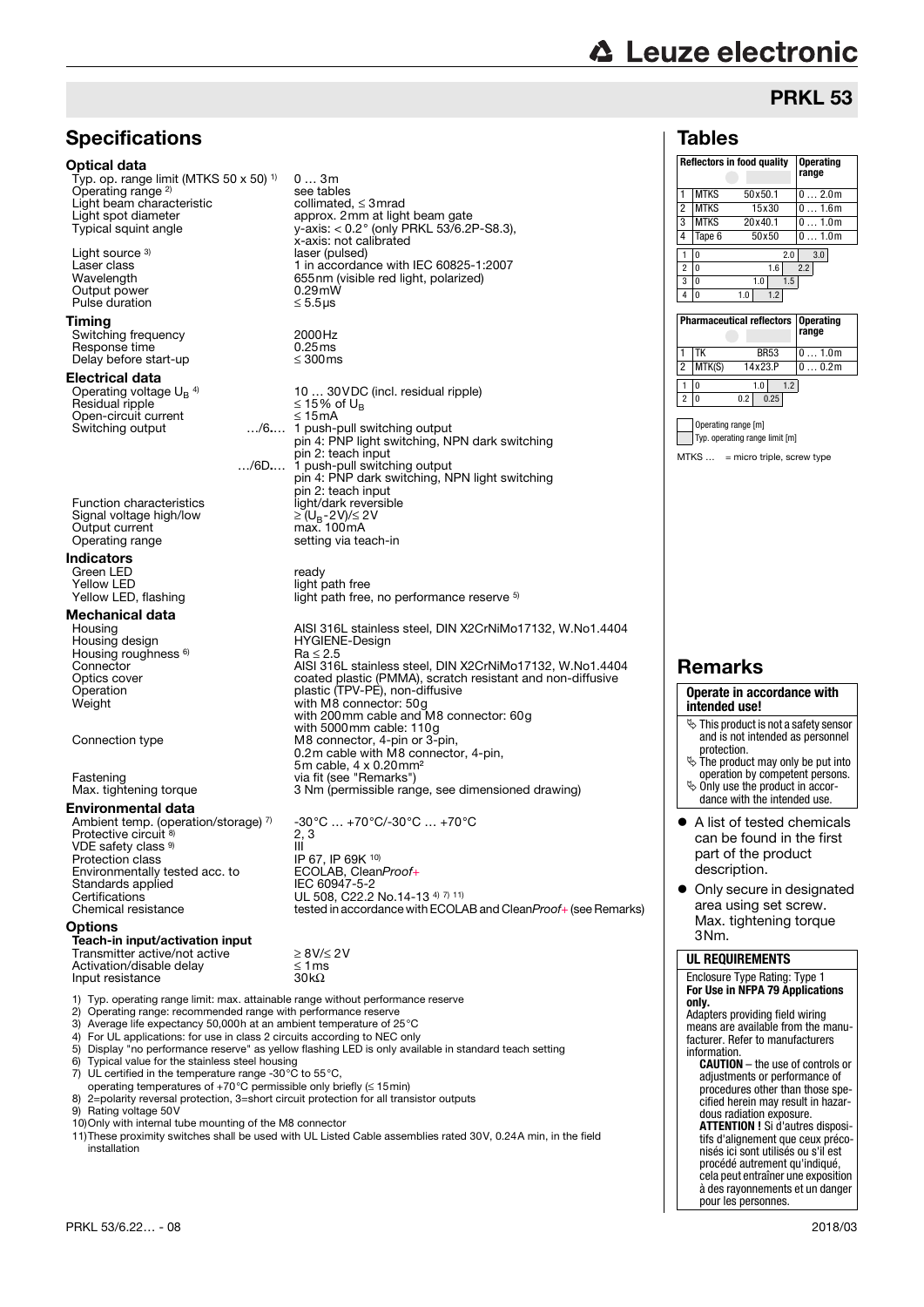## PRKL 53

## Specifications

### Optical data

| | |
|---|---|
| Typ. op. range limit (MTKS 50 x 50) [1] | 0 … 3m |
| Operating range [2] | see tables |
| Light beam characteristic | collimated, ≤ 3mrad |
| Light spot diameter | approx. 2mm at light beam gate |
| Typical squint angle | y-axis: < 0.2° (only PRKL 53/6.2P-S8.3), x-axis: not calibrated |
| Light source [3] | laser (pulsed) |
| Laser class | 1 in accordance with IEC 60825-1:2007 |
| Wavelength | 655nm (visible red light, polarized) |
| Output power | 0.29mW |
| Pulse duration | ≤ 5.5µs |

### Timing

| | |
|---|---|
| Switching frequency | 2000Hz |
| Response time | 0.25ms |
| Delay before start-up | ≤ 300ms |

### Electrical data

| | |
|---|---|
| Operating voltage $U_B$ [4] | 10 … 30VDC (incl. residual ripple) |
| Residual ripple | ≤ 15% of $U_B$ |
| Open-circuit current | ≤ 15mA |
| Switching output …/6.… | 1 push-pull switching output; pin 4: PNP light switching, NPN dark switching; pin 2: teach input |
| …/6D.… | 1 push-pull switching output; pin 4: PNP dark switching, NPN light switching; pin 2: teach input |
| Function characteristics | light/dark reversible |
| Signal voltage high/low | ≥ ($U_B$-2V)/≤ 2V |
| Output current | max. 100mA |
| Operating range | setting via teach-in |

### Indicators

| | |
|---|---|
| Green LED | ready |
| Yellow LED | light path free |
| Yellow LED, flashing | light path free, no performance reserve [5] |

### Mechanical data

| | |
|---|---|
| Housing | AISI 316L stainless steel, DIN X2CrNiMo17132, W.No1.4404 |
| Housing design | HYGIENE-Design |
| Housing roughness [6] | Ra ≤ 2.5 |
| Connector | AISI 316L stainless steel, DIN X2CrNiMo17132, W.No1.4404 |
| Optics cover | coated plastic (PMMA), scratch resistant and non-diffusive |
| Operation | plastic (TPV-PE), non-diffusive |
| Weight | with M8 connector: 50g; with 200mm cable and M8 connector: 60g; with 5000mm cable: 110g |
| Connection type | M8 connector, 4-pin or 3-pin; 0.2m cable with M8 connector, 4-pin; 5m cable, 4 x 0.20mm² |
| Fastening | via fit (see "Remarks") |
| Max. tightening torque | 3 Nm (permissible range, see dimensioned drawing) |

### Environmental data

| | |
|---|---|
| Ambient temp. (operation/storage) [7] | -30°C … +70°C/-30°C … +70°C |
| Protective circuit [8] | 2, 3 |
| VDE safety class [9] | III |
| Protection class | IP 67, IP 69K [10] |
| Environmentally tested acc. to | ECOLAB, Clean*Proof*+ |
| Standards applied | IEC 60947-5-2 |
| Certifications | UL 508, C22.2 No.14-13 [4] [7] [11] |
| Chemical resistance | tested in accordance with ECOLAB and Clean*Proof*+ (see Remarks) |

### Options

#### Teach-in input/activation input

| | |
|---|---|
| Transmitter active/not active | ≥ 8V/≤ 2V |
| Activation/disable delay | ≤ 1ms |
| Input resistance | 30kΩ |

1) Typ. operating range limit: max. attainable range without performance reserve
2) Operating range: recommended range with performance reserve
3) Average life expectancy 50,000h at an ambient temperature of 25°C
4) For UL applications: for use in class 2 circuits according to NEC only
5) Display "no performance reserve" as yellow flashing LED is only available in standard teach setting
6) Typical value for the stainless steel housing
7) UL certified in the temperature range -30°C to 55°C, operating temperatures of +70°C permissible only briefly (≤ 15min)
8) 2=polarity reversal protection, 3=short circuit protection for all transistor outputs
9) Rating voltage 50V
10) Only with internal tube mounting of the M8 connector
11) These proximity switches shall be used with UL Listed Cable assemblies rated 30V, 0.24A min, in the field installation

## Tables

| | Reflectors in food quality | | Operating range |
|---|---|---|---|
| 1 | MTKS | 50x50.1 | 0 … 2.0m |
| 2 | MTKS | 15x30 | 0 … 1.6m |
| 3 | MTKS | 20x40.1 | 0 … 1.0m |
| 4 | Tape 6 | 50x50 | 0 … 1.0m |

| | Operating range [m] | Typ. operating range limit [m] |
|---|---|---|
| 1 | 0 … 2.0 | 3.0 |
| 2 | 0 … 1.6 | 2.2 |
| 3 | 0 … 1.0 | 1.5 |
| 4 | 0 … 1.0 | 1.2 |

| | Pharmaceutical reflectors | | Operating range |
|---|---|---|---|
| 1 | TK | BR53 | 0 … 1.0m |
| 2 | MTK(S) | 14x23.P | 0 … 0.2m |

| | Operating range [m] | Typ. operating range limit [m] |
|---|---|---|
| 1 | 0 … 1.0 | 1.2 |
| 2 | 0 … 0.2 | 0.25 |

Operating range [m]
Typ. operating range limit [m]

MTKS … = micro triple, screw type

## Remarks

**Operate in accordance with intended use!**

- This product is not a safety sensor and is not intended as personnel protection.
- The product may only be put into operation by competent persons.
- Only use the product in accordance with the intended use.

- A list of tested chemicals can be found in the first part of the product description.
- Only secure in designated area using set screw. Max. tightening torque 3Nm.

**UL REQUIREMENTS**

Enclosure Type Rating: Type 1
**For Use in NFPA 79 Applications only.**
Adapters providing field wiring means are available from the manufacturer. Refer to manufacturers information.

**CAUTION** – the use of controls or adjustments or performance of procedures other than those specified herein may result in hazardous radiation exposure.

**ATTENTION !** Si d'autres dispositifs d'alignement que ceux préconisés ici sont utilisés ou s'il est procédé autrement qu'indiqué, cela peut entraîner une exposition à des rayonnements et un danger pour les personnes.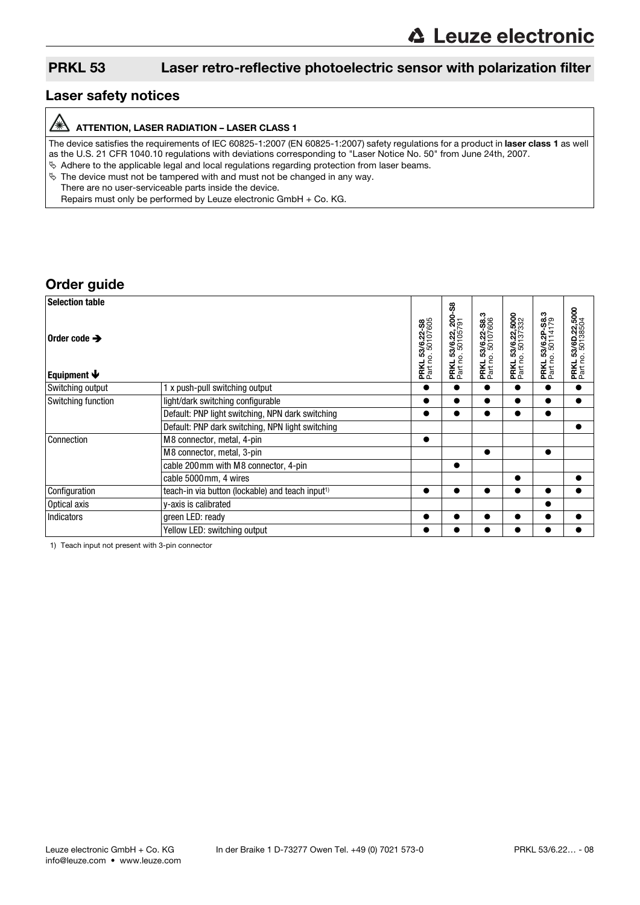## PRKL 53 Laser retro-reflective photoelectric sensor with polarization filter

## Laser safety notices

**ATTENTION, LASER RADIATION – LASER CLASS 1**

The device satisfies the requirements of IEC 60825-1:2007 (EN 60825-1:2007) safety regulations for a product in **laser class 1** as well as the U.S. 21 CFR 1040.10 regulations with deviations corresponding to "Laser Notice No. 50" from June 24th, 2007.

- Adhere to the applicable legal and local regulations regarding protection from laser beams.
- The device must not be tampered with and must not be changed in any way.
  There are no user-serviceable parts inside the device.
  Repairs must only be performed by Leuze electronic GmbH + Co. KG.

## Order guide

| Selection table<br>Order code ➔<br>Equipment ➔ | | **PRKL 53/6.22-S8** Part no. 50107605 | **PRKL 53/6.22, 200-S8** Part no. 50105791 | **PRKL 53/6.22-S8.3** Part no. 50107606 | **PRKL 53/6.22,5000** Part no. 50137332 | **PRKL 53/6.2P-S8.3** Part no. 50114179 | **PRKL 53/6D.22,5000** Part no. 50138504 |
|---|---|---|---|---|---|---|---|
| Switching output | 1 x push-pull switching output | ● | ● | ● | ● | ● | ● |
| Switching function | light/dark switching configurable | ● | ● | ● | ● | ● | ● |
| | Default: PNP light switching, NPN dark switching | ● | ● | ● | ● | ● | |
| | Default: PNP dark switching, NPN light switching | | | | | | ● |
| Connection | M8 connector, metal, 4-pin | ● | | | | | |
| | M8 connector, metal, 3-pin | | | ● | | ● | |
| | cable 200mm with M8 connector, 4-pin | | ● | | | | |
| | cable 5000mm, 4 wires | | | | ● | | ● |
| Configuration | teach-in via button (lockable) and teach input[1)] | ● | ● | ● | ● | ● | ● |
| Optical axis | y-axis is calibrated | | | | | ● | |
| Indicators | green LED: ready | ● | ● | ● | ● | ● | ● |
| | Yellow LED: switching output | ● | ● | ● | ● | ● | ● |

1) Teach input not present with 3-pin connector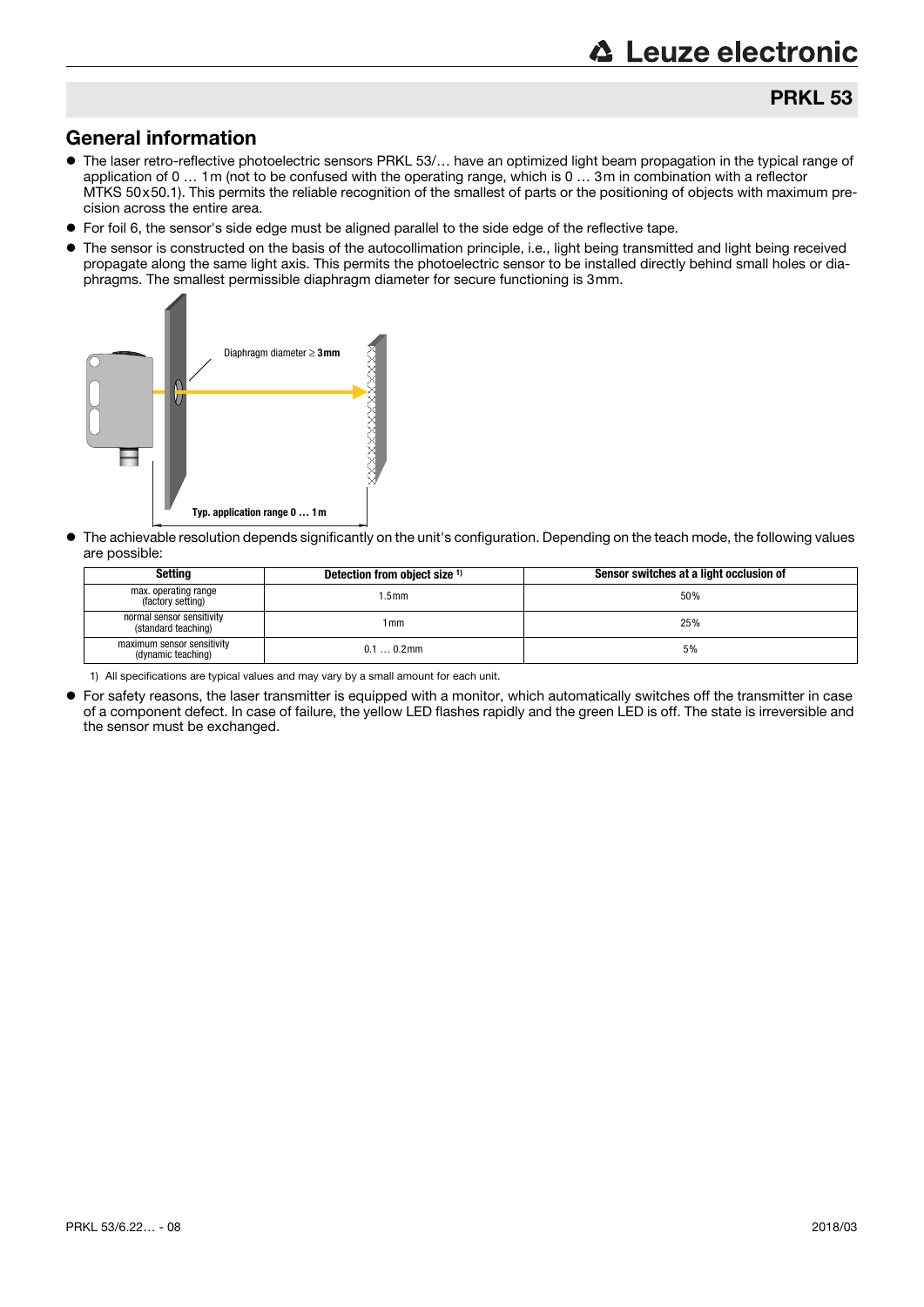## PRKL 53

## General information

- The laser retro-reflective photoelectric sensors PRKL 53/… have an optimized light beam propagation in the typical range of application of 0 … 1m (not to be confused with the operating range, which is 0 … 3m in combination with a reflector MTKS 50x50.1). This permits the reliable recognition of the smallest of parts or the positioning of objects with maximum precision across the entire area.
- For foil 6, the sensor's side edge must be aligned parallel to the side edge of the reflective tape.
- The sensor is constructed on the basis of the autocollimation principle, i.e., light being transmitted and light being received propagate along the same light axis. This permits the photoelectric sensor to be installed directly behind small holes or diaphragms. The smallest permissible diaphragm diameter for secure functioning is 3mm.

Diaphragm diameter ≥ **3mm**

**Typ. application range 0 … 1m**

- The achievable resolution depends significantly on the unit's configuration. Depending on the teach mode, the following values are possible:

| Setting | Detection from object size [1] | Sensor switches at a light occlusion of |
|---|---|---|
| max. operating range (factory setting) | 1.5mm | 50% |
| normal sensor sensitivity (standard teaching) | 1mm | 25% |
| maximum sensor sensitivity (dynamic teaching) | 0.1 … 0.2mm | 5% |

1) All specifications are typical values and may vary by a small amount for each unit.

- For safety reasons, the laser transmitter is equipped with a monitor, which automatically switches off the transmitter in case of a component defect. In case of failure, the yellow LED flashes rapidly and the green LED is off. The state is irreversible and the sensor must be exchanged.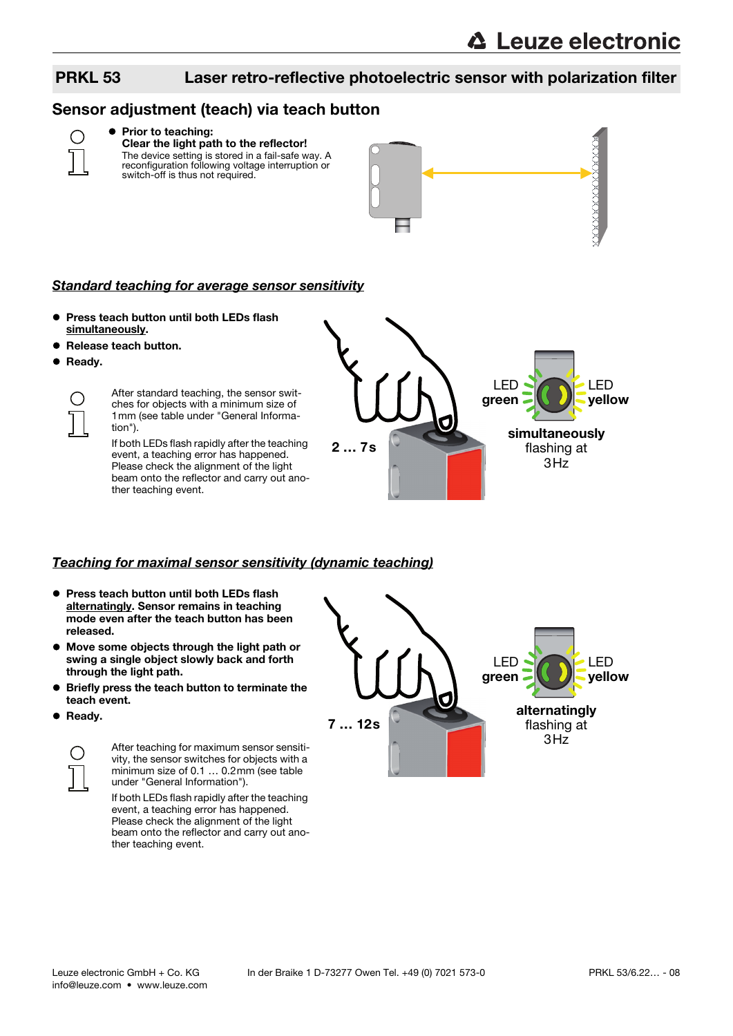## PRKL 53 Laser retro-reflective photoelectric sensor with polarization filter

## Sensor adjustment (teach) via teach button

- **Prior to teaching:**
  **Clear the light path to the reflector!**
  The device setting is stored in a fail-safe way. A reconfiguration following voltage interruption or switch-off is thus not required.

### ***Standard teaching for average sensor sensitivity***

- **Press teach button until both LEDs flash simultaneously.**
- **Release teach button.**
- **Ready.**

After standard teaching, the sensor switches for objects with a minimum size of 1 mm (see table under "General Information").

If both LEDs flash rapidly after the teaching event, a teaching error has happened. Please check the alignment of the light beam onto the reflector and carry out another teaching event.

2 … 7s

LED green | LED yellow

**simultaneously** flashing at 3 Hz

### ***Teaching for maximal sensor sensitivity (dynamic teaching)***

- **Press teach button until both LEDs flash alternatingly. Sensor remains in teaching mode even after the teach button has been released.**
- **Move some objects through the light path or swing a single object slowly back and forth through the light path.**
- **Briefly press the teach button to terminate the teach event.**
- **Ready.**

After teaching for maximum sensor sensitivity, the sensor switches for objects with a minimum size of 0.1 … 0.2 mm (see table under "General Information").

If both LEDs flash rapidly after the teaching event, a teaching error has happened. Please check the alignment of the light beam onto the reflector and carry out another teaching event.

7 … 12s

LED green | LED yellow

**alternatingly** flashing at 3 Hz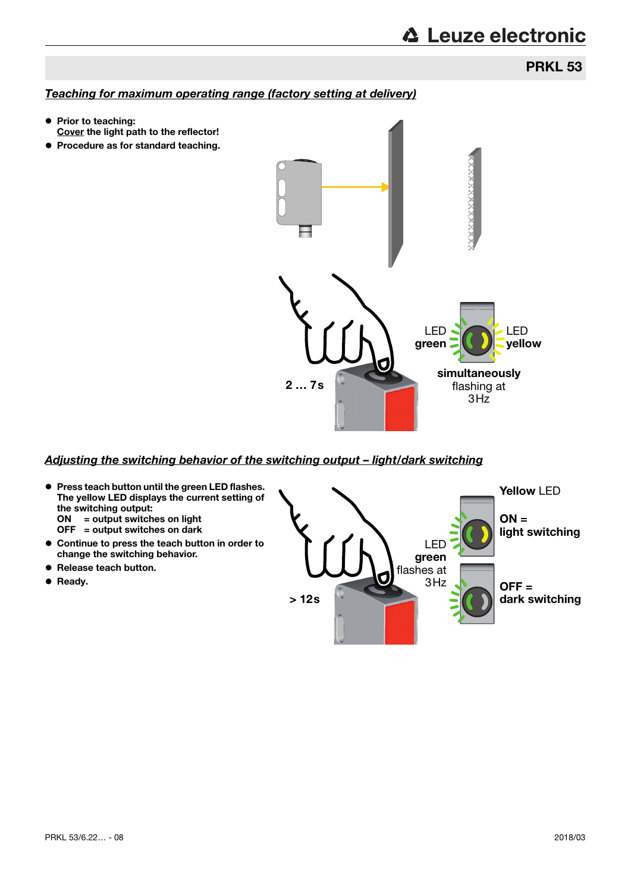## Teaching for maximum operating range (factory setting at delivery)

- **Prior to teaching:**
  **Cover the light path to the reflector!**
- **Procedure as for standard teaching.**

2 … 7s

LED **green**

LED **yellow**

**simultaneously** flashing at 3 Hz

## Adjusting the switching behavior of the switching output – light/dark switching

- **Press teach button until the green LED flashes. The yellow LED displays the current setting of the switching output:**
  **ON = output switches on light**
  **OFF = output switches on dark**
- **Continue to press the teach button in order to change the switching behavior.**
- **Release teach button.**
- **Ready.**

> 12s

LED **green** flashes at 3 Hz

**Yellow** LED

**ON = light switching**

**OFF = dark switching**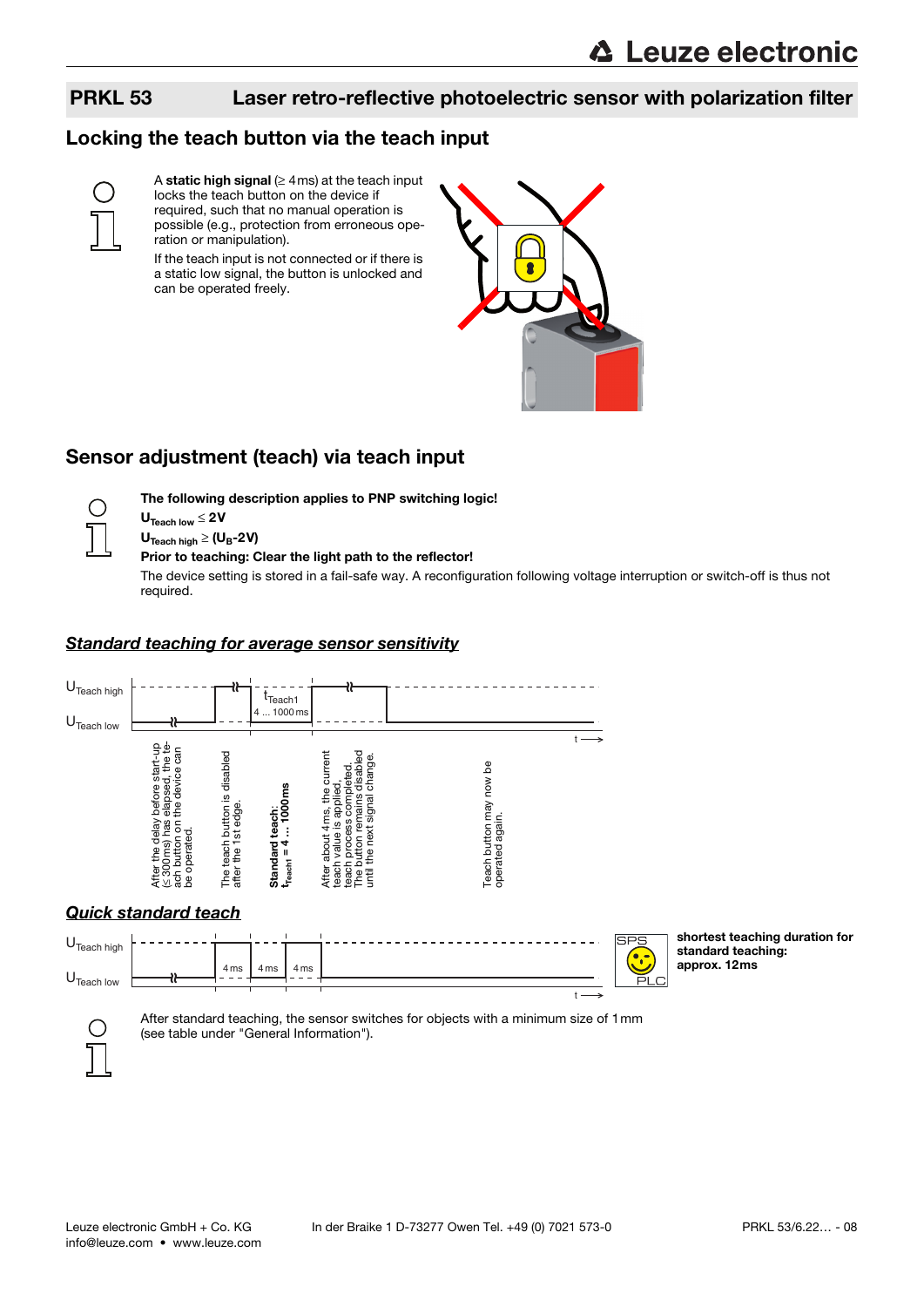## Locking the teach button via the teach input

A **static high signal** (≥ 4ms) at the teach input locks the teach button on the device if required, such that no manual operation is possible (e.g., protection from erroneous operation or manipulation).

If the teach input is not connected or if there is a static low signal, the button is unlocked and can be operated freely.

## Sensor adjustment (teach) via teach input

**The following description applies to PNP switching logic!**

**$U_{Teach\ low} \leq 2V$**

**$U_{Teach\ high} \geq (U_B\text{-}2V)$**

**Prior to teaching: Clear the light path to the reflector!**

The device setting is stored in a fail-safe way. A reconfiguration following voltage interruption or switch-off is thus not required.

### *Standard teaching for average sensor sensitivity*

$U_{Teach\ high}$

$U_{Teach\ low}$

$t_{Teach1}$ 4 ... 1000ms

t

After the delay before start-up (≤ 300ms) has elapsed, the teach button on the device can be operated.

The teach button is disabled after the 1st edge.

**Standard teach: $t_{Teach1}$ = 4 ... 1000ms**

After about 4ms, the current teach value is applied, teach process completed. The button remains disabled until the next signal change.

Teach button may now be operated again.

### *Quick standard teach*

$U_{Teach\ high}$

$U_{Teach\ low}$

4ms 4ms 4ms

t

SPS PLC

**shortest teaching duration for standard teaching: approx. 12ms**

After standard teaching, the sensor switches for objects with a minimum size of 1mm (see table under "General Information").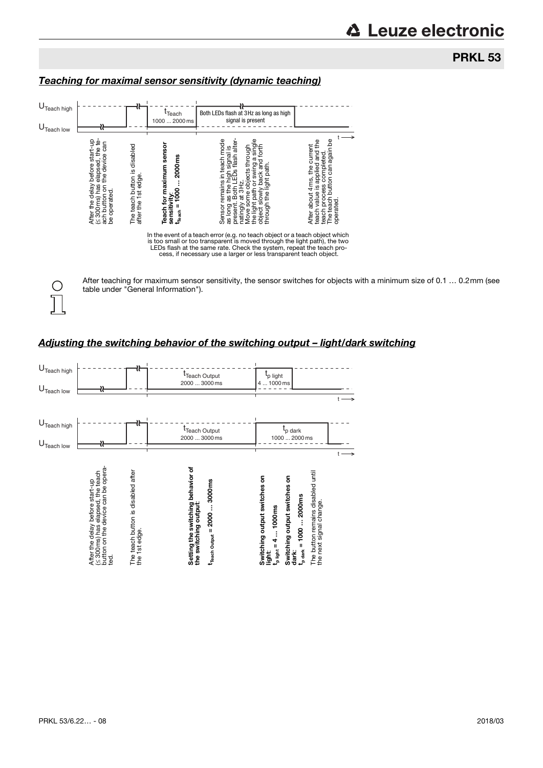## *Teaching for maximal sensor sensitivity (dynamic teaching)*

$U_{Teach\ high}$

$U_{Teach\ low}$

$t_{Teach}$ 1000 ... 2000 ms

Both LEDs flash at 3 Hz as long as high signal is present

t

After the delay before start-up (≤ 300 ms) has elapsed, the teach button on the device can be operated.

The teach button is disabled after the 1st edge.

**Teach for maximum sensor sensitivity:** $t_{Teach}$ **= 1000 … 2000 ms**

Sensor remains in teach mode as long as the high signal is present. Both LEDs flash alternatingly at 3 Hz. Move some objects through the light path or swing a single object slowly back and forth through the light path.

After about 4 ms, the current teach value is applied and the teach process completed. The teach button can again be operated.

In the event of a teach error (e.g. no teach object or a teach object which is too small or too transparent is moved through the light path), the two LEDs flash at the same rate. Check the system, repeat the teach process, if necessary use a larger or less transparent teach object.

After teaching for maximum sensor sensitivity, the sensor switches for objects with a minimum size of 0.1 … 0.2 mm (see table under "General Information").

## *Adjusting the switching behavior of the switching output – light/dark switching*

$U_{Teach\ high}$

$U_{Teach\ low}$

$t_{Teach\ Output}$ 2000 ... 3000 ms

$t_{p\ light}$ 4 ... 1000 ms

t

$U_{Teach\ high}$

$U_{Teach\ low}$

$t_{Teach\ Output}$ 2000 ... 3000 ms

$t_{p\ dark}$ 1000 ... 2000 ms

t

After the delay before start-up (≤ 300 ms) has elapsed, the teach button on the device can be operated.

The teach button is disabled after the 1st edge.

**Setting the switching behavior of the switching output:**

$t_{Teach\ Output}$ **= 2000 … 3000 ms**

**Switching output switches on light:** $t_{p\ light}$ **= 4 … 1000 ms**

**Switching output switches on dark:** $t_{p\ dark}$ **= 1000 … 2000 ms**

The button remains disabled until the next signal change.